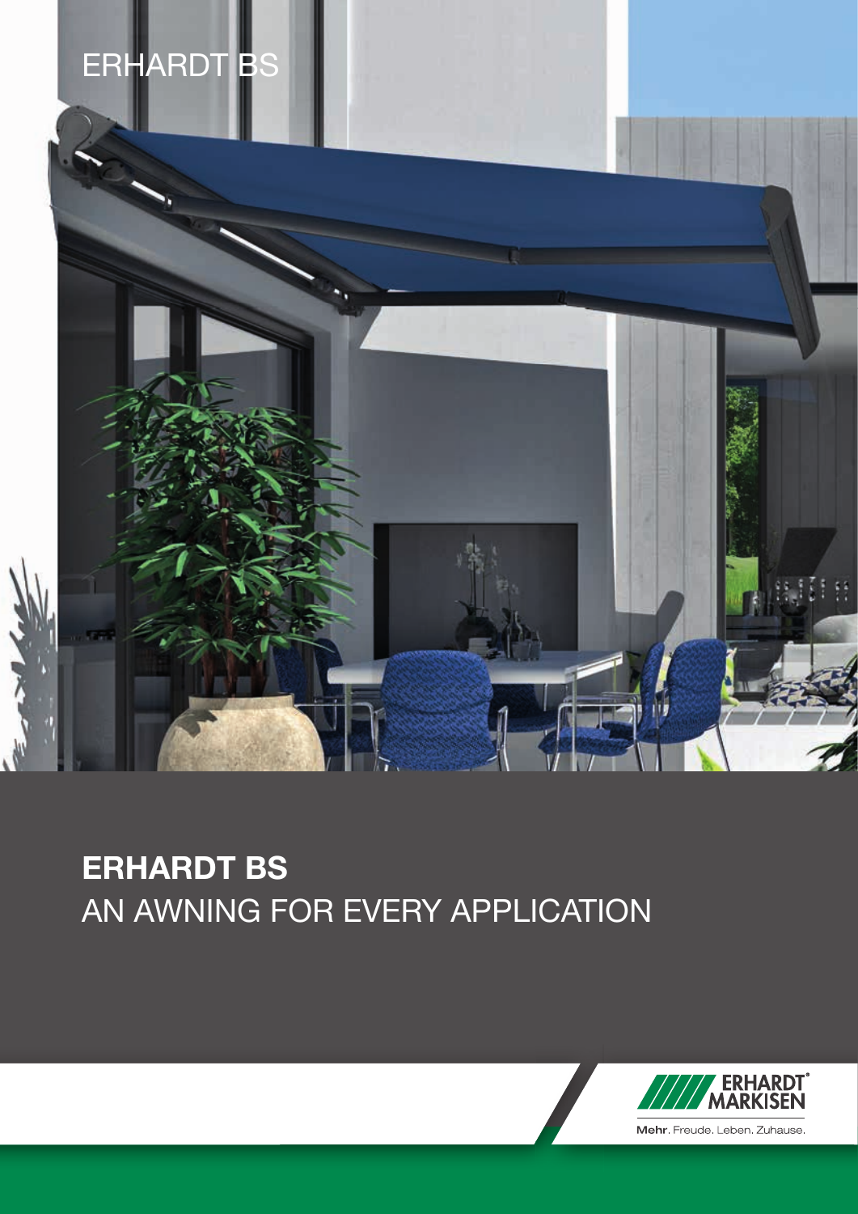ERHARDT BS

# ERHARDT BS
AN AWNING FOR EVERY APPLICATION

ERHARDT MARKISEN

Mehr. Freude. Leben. Zuhause.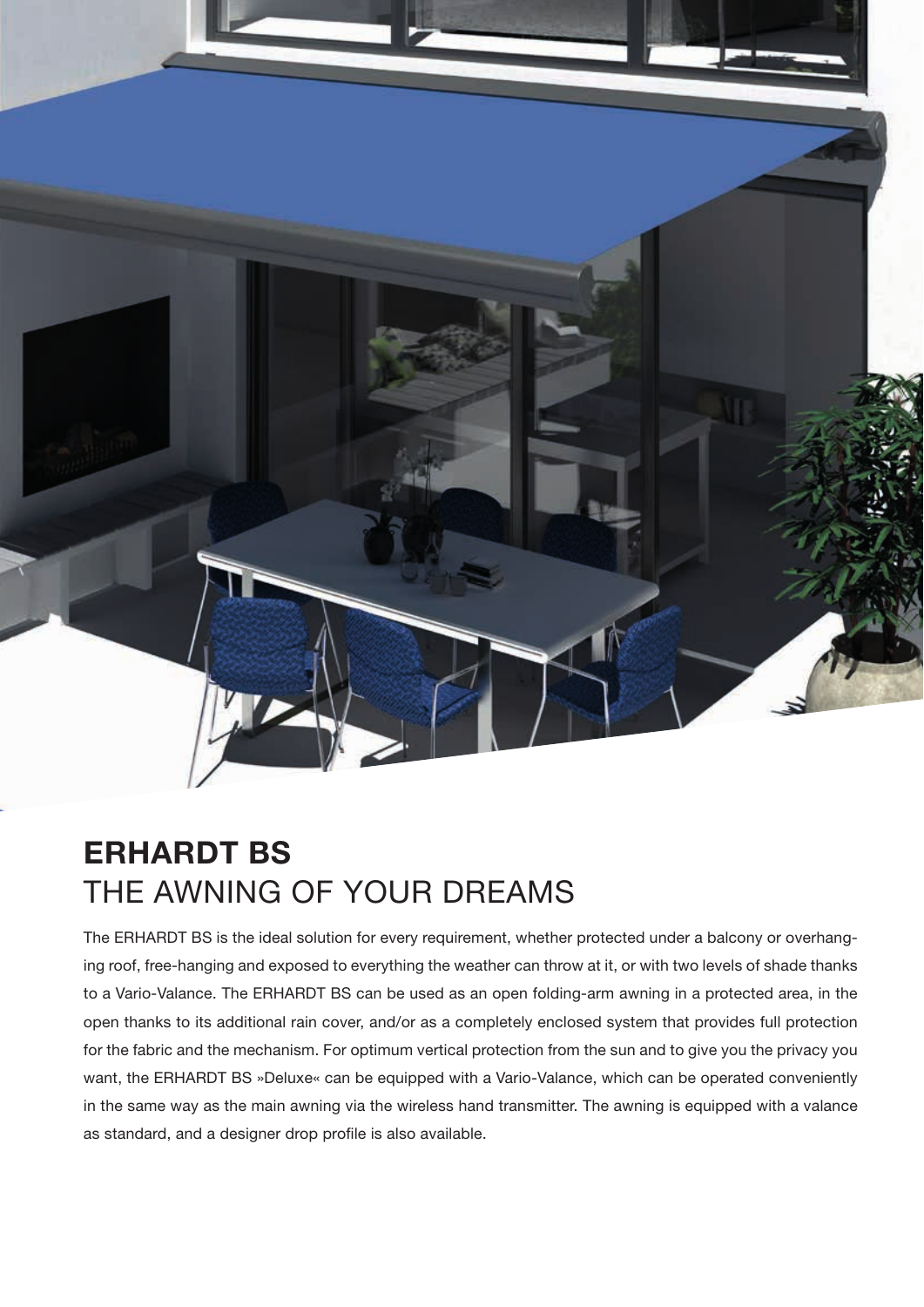## ERHARDT BS
## THE AWNING OF YOUR DREAMS

The ERHARDT BS is the ideal solution for every requirement, whether protected under a balcony or overhanging roof, free-hanging and exposed to everything the weather can throw at it, or with two levels of shade thanks to a Vario-Valance. The ERHARDT BS can be used as an open folding-arm awning in a protected area, in the open thanks to its additional rain cover, and/or as a completely enclosed system that provides full protection for the fabric and the mechanism. For optimum vertical protection from the sun and to give you the privacy you want, the ERHARDT BS »Deluxe« can be equipped with a Vario-Valance, which can be operated conveniently in the same way as the main awning via the wireless hand transmitter. The awning is equipped with a valance as standard, and a designer drop profile is also available.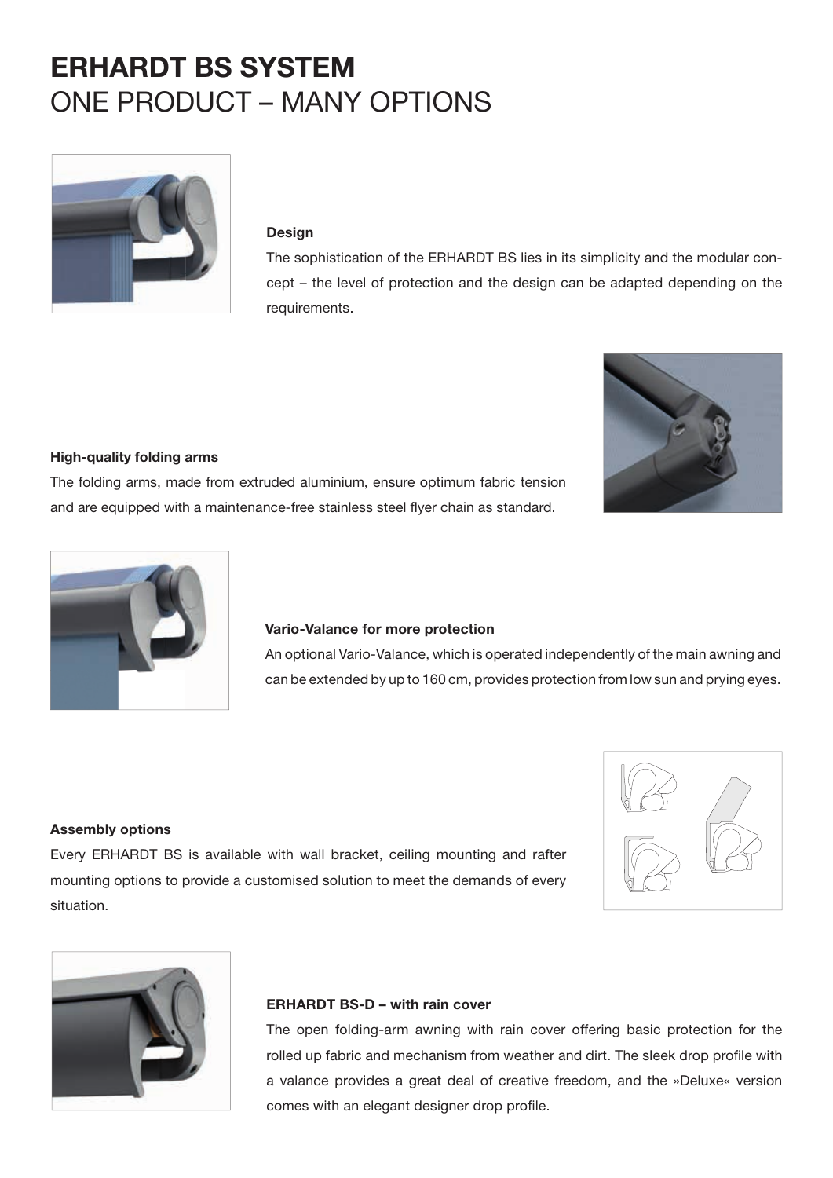# ERHARDT BS SYSTEM
## ONE PRODUCT – MANY OPTIONS

**Design**

The sophistication of the ERHARDT BS lies in its simplicity and the modular concept – the level of protection and the design can be adapted depending on the requirements.

**High-quality folding arms**

The folding arms, made from extruded aluminium, ensure optimum fabric tension and are equipped with a maintenance-free stainless steel flyer chain as standard.

**Vario-Valance for more protection**

An optional Vario-Valance, which is operated independently of the main awning and can be extended by up to 160 cm, provides protection from low sun and prying eyes.

**Assembly options**

Every ERHARDT BS is available with wall bracket, ceiling mounting and rafter mounting options to provide a customised solution to meet the demands of every situation.

**ERHARDT BS-D – with rain cover**

The open folding-arm awning with rain cover offering basic protection for the rolled up fabric and mechanism from weather and dirt. The sleek drop profile with a valance provides a great deal of creative freedom, and the »Deluxe« version comes with an elegant designer drop profile.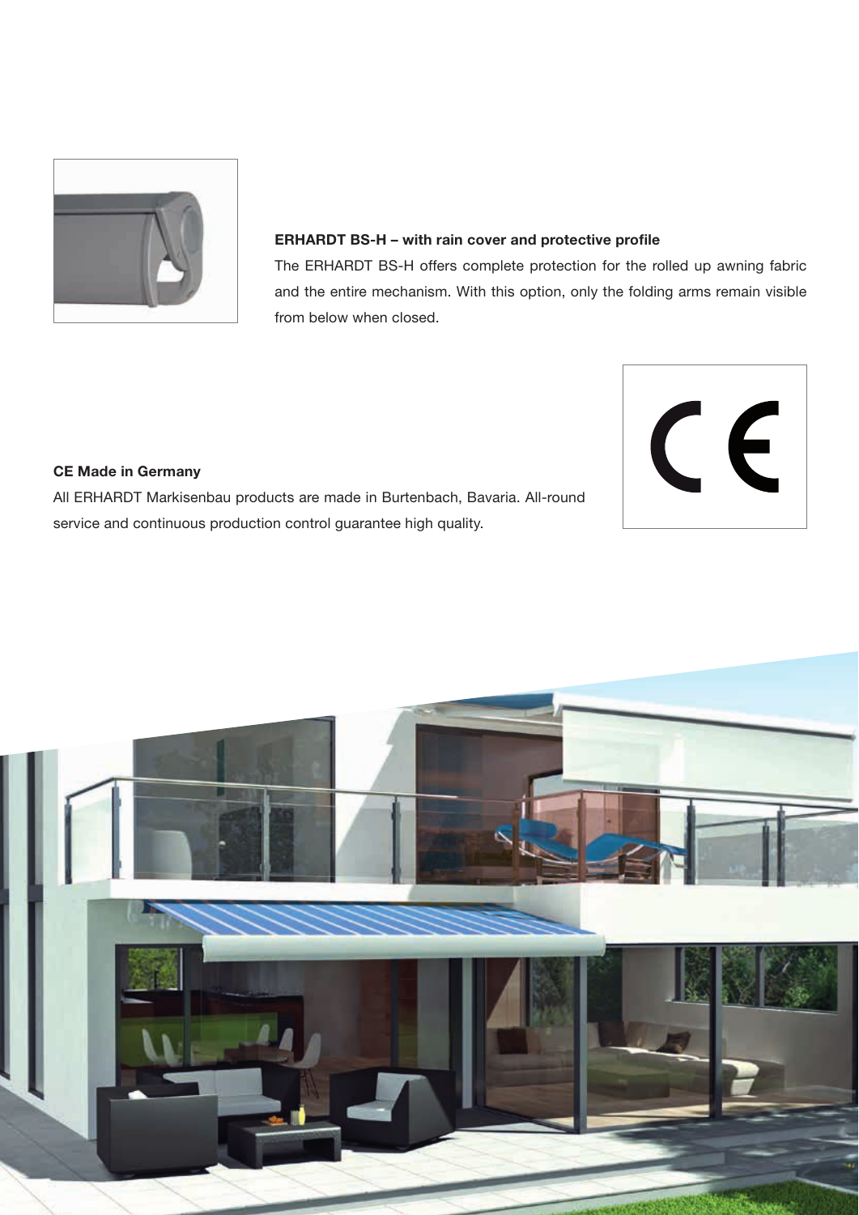**ERHARDT BS-H – with rain cover and protective profile**

The ERHARDT BS-H offers complete protection for the rolled up awning fabric and the entire mechanism. With this option, only the folding arms remain visible from below when closed.

**CE Made in Germany**

All ERHARDT Markisenbau products are made in Burtenbach, Bavaria. All-round service and continuous production control guarantee high quality.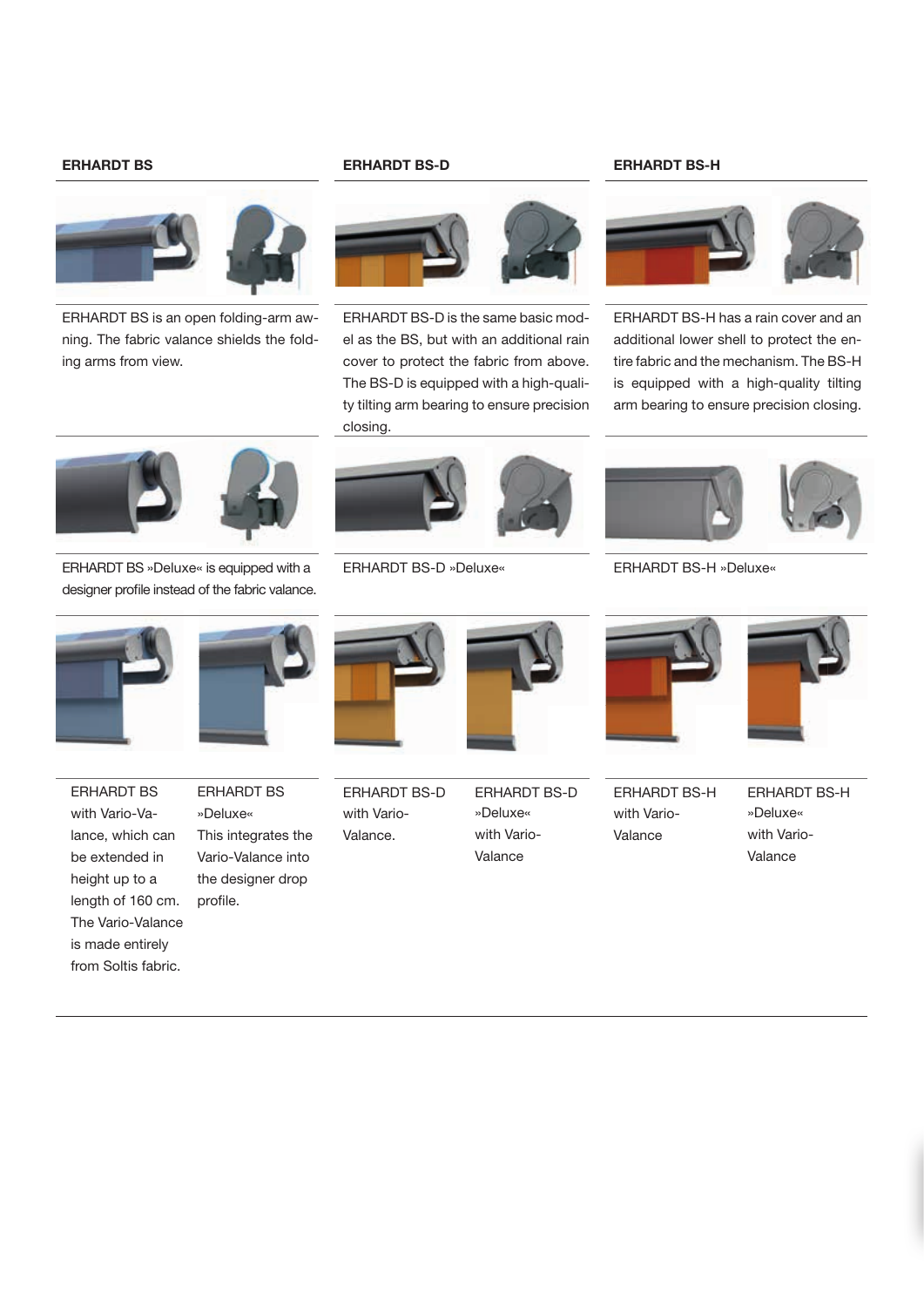### ERHARDT BS

ERHARDT BS is an open folding-arm awning. The fabric valance shields the folding arms from view.

### ERHARDT BS-D

ERHARDT BS-D is the same basic model as the BS, but with an additional rain cover to protect the fabric from above. The BS-D is equipped with a high-quality tilting arm bearing to ensure precision closing.

### ERHARDT BS-H

ERHARDT BS-H has a rain cover and an additional lower shell to protect the entire fabric and the mechanism. The BS-H is equipped with a high-quality tilting arm bearing to ensure precision closing.

ERHARDT BS »Deluxe« is equipped with a designer profile instead of the fabric valance.

ERHARDT BS-D »Deluxe«

ERHARDT BS-H »Deluxe«

ERHARDT BS with Vario-Valance, which can be extended in height up to a length of 160 cm. The Vario-Valance is made entirely from Soltis fabric.

ERHARDT BS »Deluxe« This integrates the Vario-Valance into the designer drop profile.

ERHARDT BS-D with Vario-Valance.

ERHARDT BS-D »Deluxe« with Vario-Valance

ERHARDT BS-H with Vario-Valance

ERHARDT BS-H »Deluxe« with Vario-Valance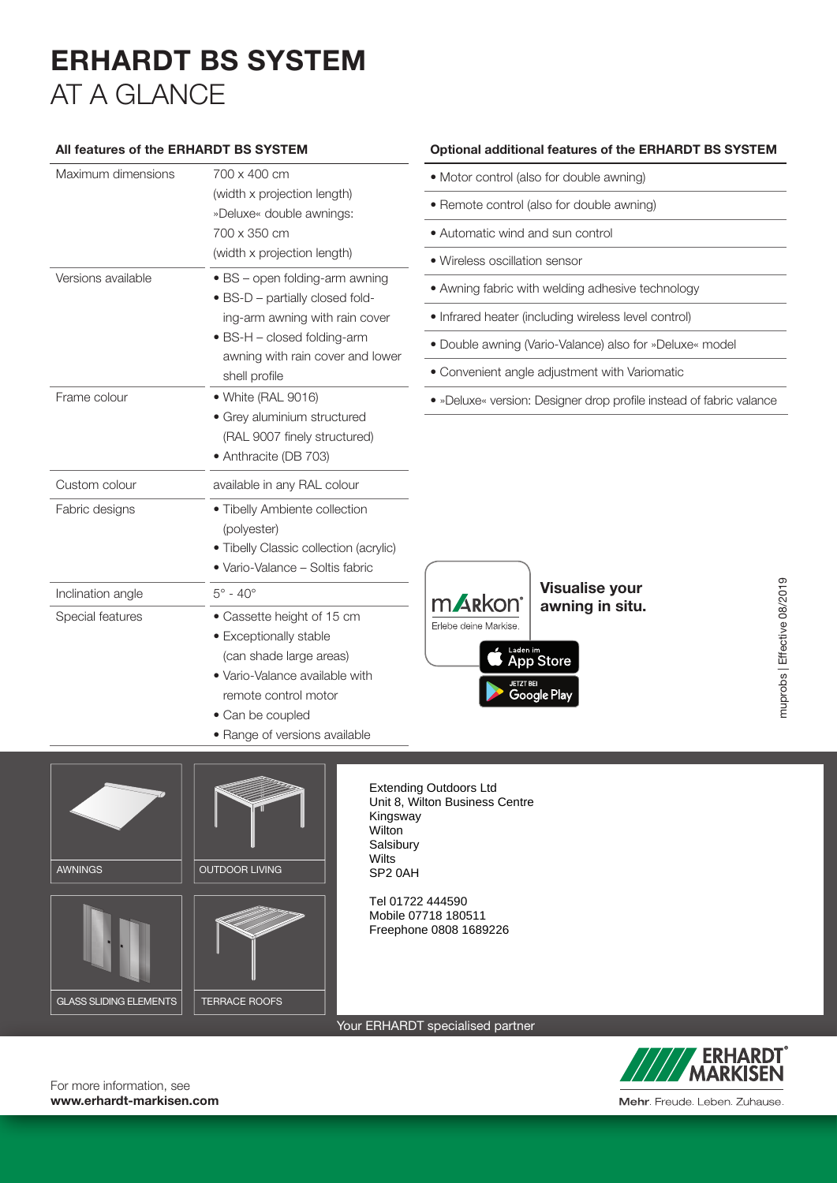# ERHARDT BS SYSTEM
## AT A GLANCE

### All features of the ERHARDT BS SYSTEM

| | |
|---|---|
| Maximum dimensions | 700 x 400 cm (width x projection length) »Deluxe« double awnings: 700 x 350 cm (width x projection length) |
| Versions available | • BS – open folding-arm awning<br>• BS-D – partially closed folding-arm awning with rain cover<br>• BS-H – closed folding-arm awning with rain cover and lower shell profile |
| Frame colour | • White (RAL 9016)<br>• Grey aluminium structured (RAL 9007 finely structured)<br>• Anthracite (DB 703) |
| Custom colour | available in any RAL colour |
| Fabric designs | • Tibelly Ambiente collection (polyester)<br>• Tibelly Classic collection (acrylic)<br>• Vario-Valance – Soltis fabric |
| Inclination angle | 5° - 40° |
| Special features | • Cassette height of 15 cm<br>• Exceptionally stable (can shade large areas)<br>• Vario-Valance available with remote control motor<br>• Can be coupled<br>• Range of versions available |

### Optional additional features of the ERHARDT BS SYSTEM

- Motor control (also for double awning)
- Remote control (also for double awning)
- Automatic wind and sun control
- Wireless oscillation sensor
- Awning fabric with welding adhesive technology
- Infrared heater (including wireless level control)
- Double awning (Vario-Valance) also for »Deluxe« model
- Convenient angle adjustment with Variomatic
- »Deluxe« version: Designer drop profile instead of fabric valance

mArkon
Erlebe deine Markise.

**Visualise your awning in situ.**

Laden im App Store

JETZT BEI Google Play

muprobs | Effective 08/2019

AWNINGS

OUTDOOR LIVING

GLASS SLIDING ELEMENTS

TERRACE ROOFS

Extending Outdoors Ltd
Unit 8, Wilton Business Centre
Kingsway
Wilton
Salsibury
Wilts
SP2 0AH

Tel 01722 444590
Mobile 07718 180511
Freephone 0808 1689226

Your ERHARDT specialised partner

For more information, see
**www.erhardt-markisen.com**

ERHARDT MARKISEN
**Mehr**. Freude. Leben. Zuhause.